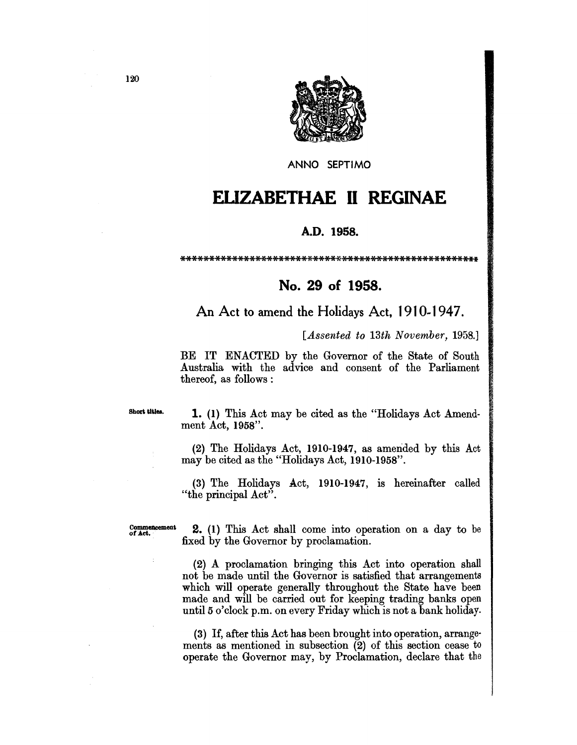ANNO SEPTIMO

# ELIZABETHAE II REGINAE

**A.D. 1958.**

\*\*\*\*\*\*\*\*\*\*\*\*\*\*\*\*\*\*\*\*\*\*\*\*\*\*\*\*\*\*\*\*\*\*\*\*\*\*\*\*\*\*\*\*\*\*\*\*\*\*\*\*\*

## No. 29 of 1958.

An Act to amend the Holidays Act, 1910-1947.

[*Assented to 13th November,* 1958.]

BE IT ENACTED by the Governor of the State of South Australia with the advice and consent of the Parliament thereof, as follows:

Short titles.

**1.** (1) This Act may be cited as the "Holidays Act Amendment Act, 1958".

(2) The Holidays Act, 1910-1947, as amended by this Act may be cited as the "Holidays Act, 1910-1958".

(3) The Holidays Act, 1910-1947, is hereinafter called "the principal Act".

Commencement of Act.

**2.** (1) This Act shall come into operation on a day to be fixed by the Governor by proclamation.

(2) A proclamation bringing this Act into operation shall not be made until the Governor is satisfied that arrangements which will operate generally throughout the State have been made and will be carried out for keeping trading banks open until 5 o'clock p.m. on every Friday which is not a bank holiday.

(3) If, after this Act has been brought into operation, arrangements as mentioned in subsection (2) of this section cease to operate the Governor may, by Proclamation, declare that the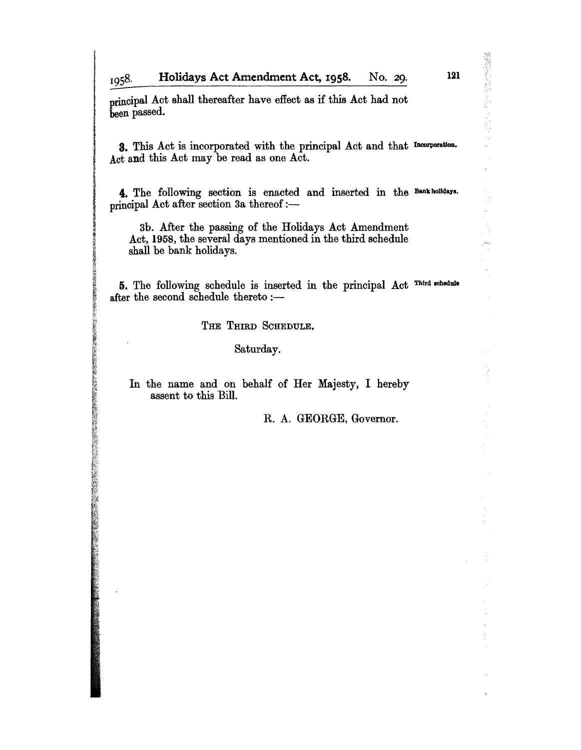principal Act shall thereafter have effect as if this Act had not been passed.

**3.** This Act is incorporated with the principal Act and that Act and this Act may be read as one Act. Incorporation.

**4.** The following section is enacted and inserted in the principal Act after section 3a thereof :— Bank holidays.

3b. After the passing of the Holidays Act Amendment Act, 1958, the several days mentioned in the third schedule shall be bank holidays.

**5.** The following schedule is inserted in the principal Act after the second schedule thereto :— Third schedule

THE THIRD SCHEDULE.

Saturday.

In the name and on behalf of Her Majesty, I hereby assent to this Bill.

R. A. GEORGE, Governor.